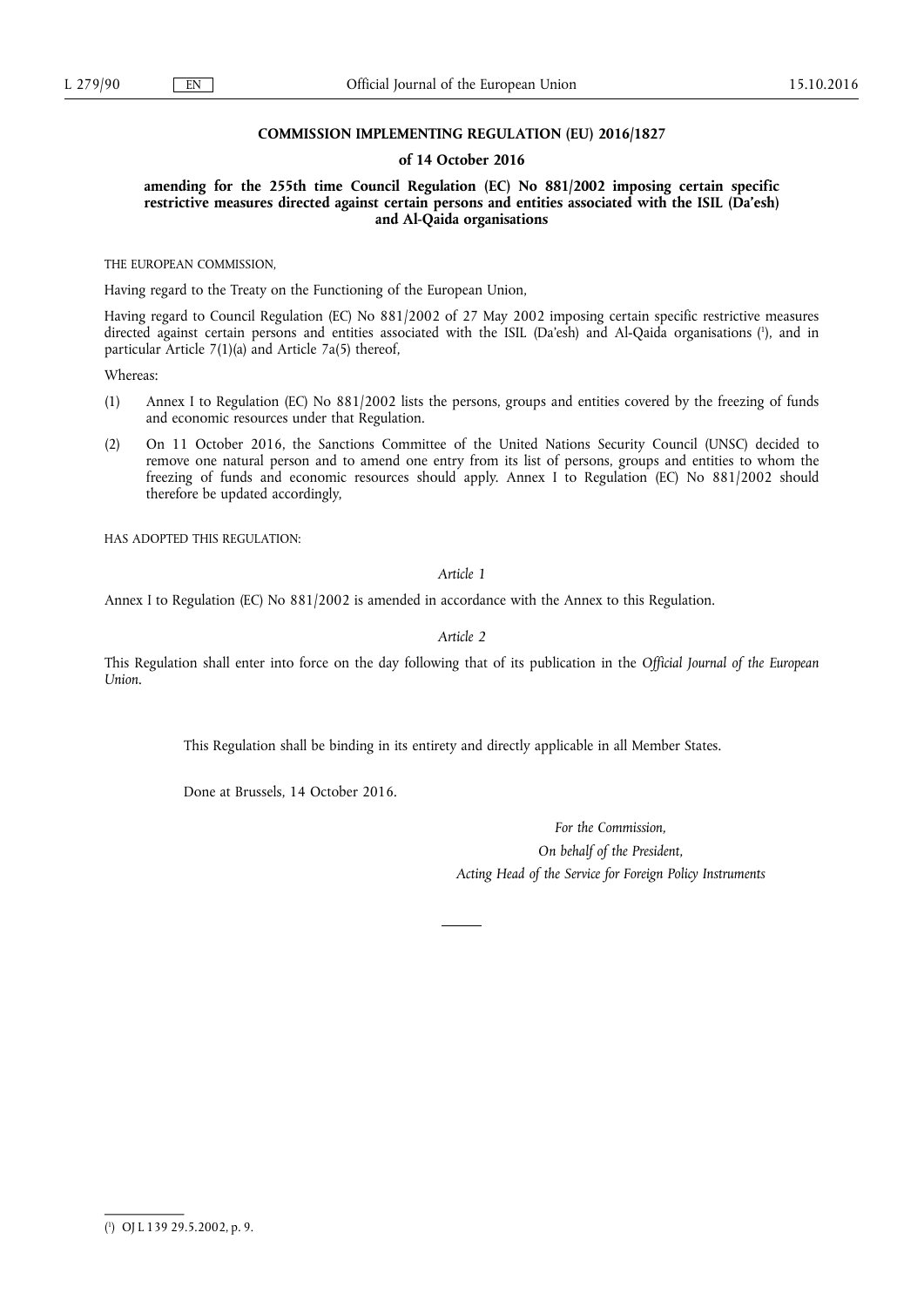**COMMISSION IMPLEMENTING REGULATION (EU) 2016/1827**

**of 14 October 2016**

**amending for the 255th time Council Regulation (EC) No 881/2002 imposing certain specific restrictive measures directed against certain persons and entities associated with the ISIL (Da'esh) and Al-Qaida organisations**

THE EUROPEAN COMMISSION,

Having regard to the Treaty on the Functioning of the European Union,

Having regard to Council Regulation (EC) No 881/2002 of 27 May 2002 imposing certain specific restrictive measures directed against certain persons and entities associated with the ISIL (Da'esh) and Al-Qaida organisations [1], and in particular Article 7(1)(a) and Article 7a(5) thereof,

Whereas:

(1) Annex I to Regulation (EC) No 881/2002 lists the persons, groups and entities covered by the freezing of funds and economic resources under that Regulation.

(2) On 11 October 2016, the Sanctions Committee of the United Nations Security Council (UNSC) decided to remove one natural person and to amend one entry from its list of persons, groups and entities to whom the freezing of funds and economic resources should apply. Annex I to Regulation (EC) No 881/2002 should therefore be updated accordingly,

HAS ADOPTED THIS REGULATION:

*Article 1*

Annex I to Regulation (EC) No 881/2002 is amended in accordance with the Annex to this Regulation.

*Article 2*

This Regulation shall enter into force on the day following that of its publication in the *Official Journal of the European Union*.

This Regulation shall be binding in its entirety and directly applicable in all Member States.

Done at Brussels, 14 October 2016.

*For the Commission,*

*On behalf of the President,*

*Acting Head of the Service for Foreign Policy Instruments*

---

[1] OJ L 139 29.5.2002, p. 9.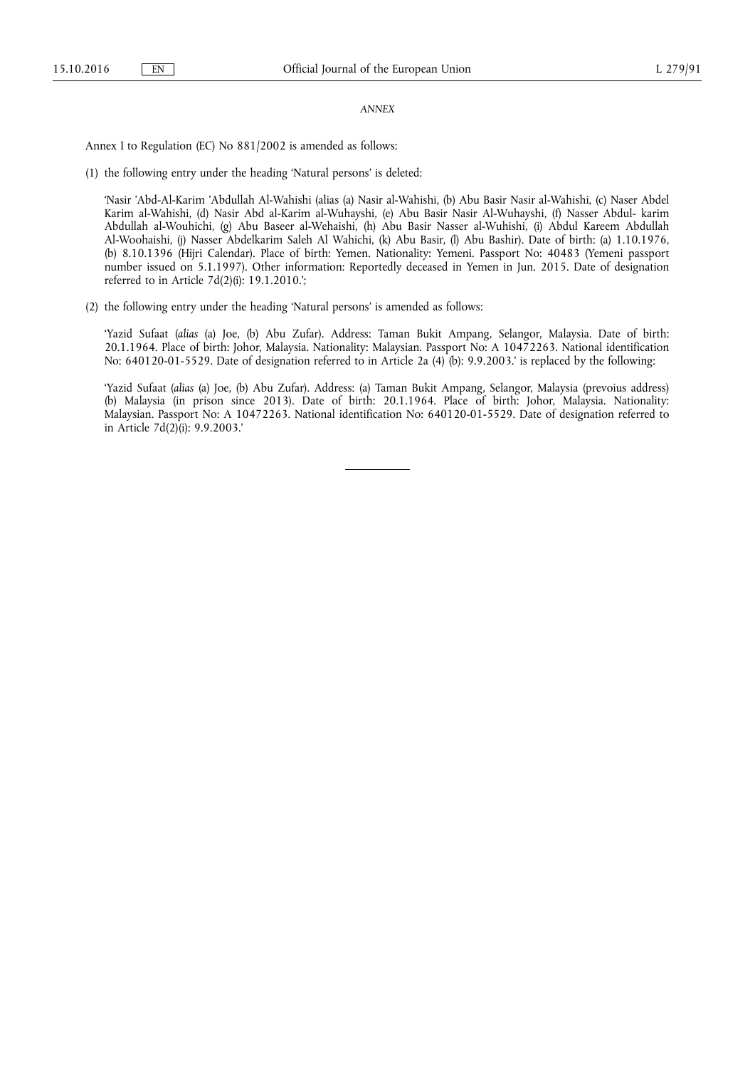*ANNEX*

Annex I to Regulation (EC) No 881/2002 is amended as follows:

(1) the following entry under the heading 'Natural persons' is deleted:

'Nasir 'Abd-Al-Karim 'Abdullah Al-Wahishi (alias (a) Nasir al-Wahishi, (b) Abu Basir Nasir al-Wahishi, (c) Naser Abdel Karim al-Wahishi, (d) Nasir Abd al-Karim al-Wuhayshi, (e) Abu Basir Nasir Al-Wuhayshi, (f) Nasser Abdul- karim Abdullah al-Wouhichi, (g) Abu Baseer al-Wehaishi, (h) Abu Basir Nasser al-Wuhishi, (i) Abdul Kareem Abdullah Al-Woohaishi, (j) Nasser Abdelkarim Saleh Al Wahichi, (k) Abu Basir, (l) Abu Bashir). Date of birth: (a) 1.10.1976, (b) 8.10.1396 (Hijri Calendar). Place of birth: Yemen. Nationality: Yemeni. Passport No: 40483 (Yemeni passport number issued on 5.1.1997). Other information: Reportedly deceased in Yemen in Jun. 2015. Date of designation referred to in Article 7d(2)(i): 19.1.2010.';

(2) the following entry under the heading 'Natural persons' is amended as follows:

'Yazid Sufaat (*alias* (a) Joe, (b) Abu Zufar). Address: Taman Bukit Ampang, Selangor, Malaysia. Date of birth: 20.1.1964. Place of birth: Johor, Malaysia. Nationality: Malaysian. Passport No: A 10472263. National identification No: 640120-01-5529. Date of designation referred to in Article 2a (4) (b): 9.9.2003.' is replaced by the following:

'Yazid Sufaat (*alias* (a) Joe, (b) Abu Zufar). Address: (a) Taman Bukit Ampang, Selangor, Malaysia (prevoius address) (b) Malaysia (in prison since 2013). Date of birth: 20.1.1964. Place of birth: Johor, Malaysia. Nationality: Malaysian. Passport No: A 10472263. National identification No: 640120-01-5529. Date of designation referred to in Article 7d(2)(i): 9.9.2003.'